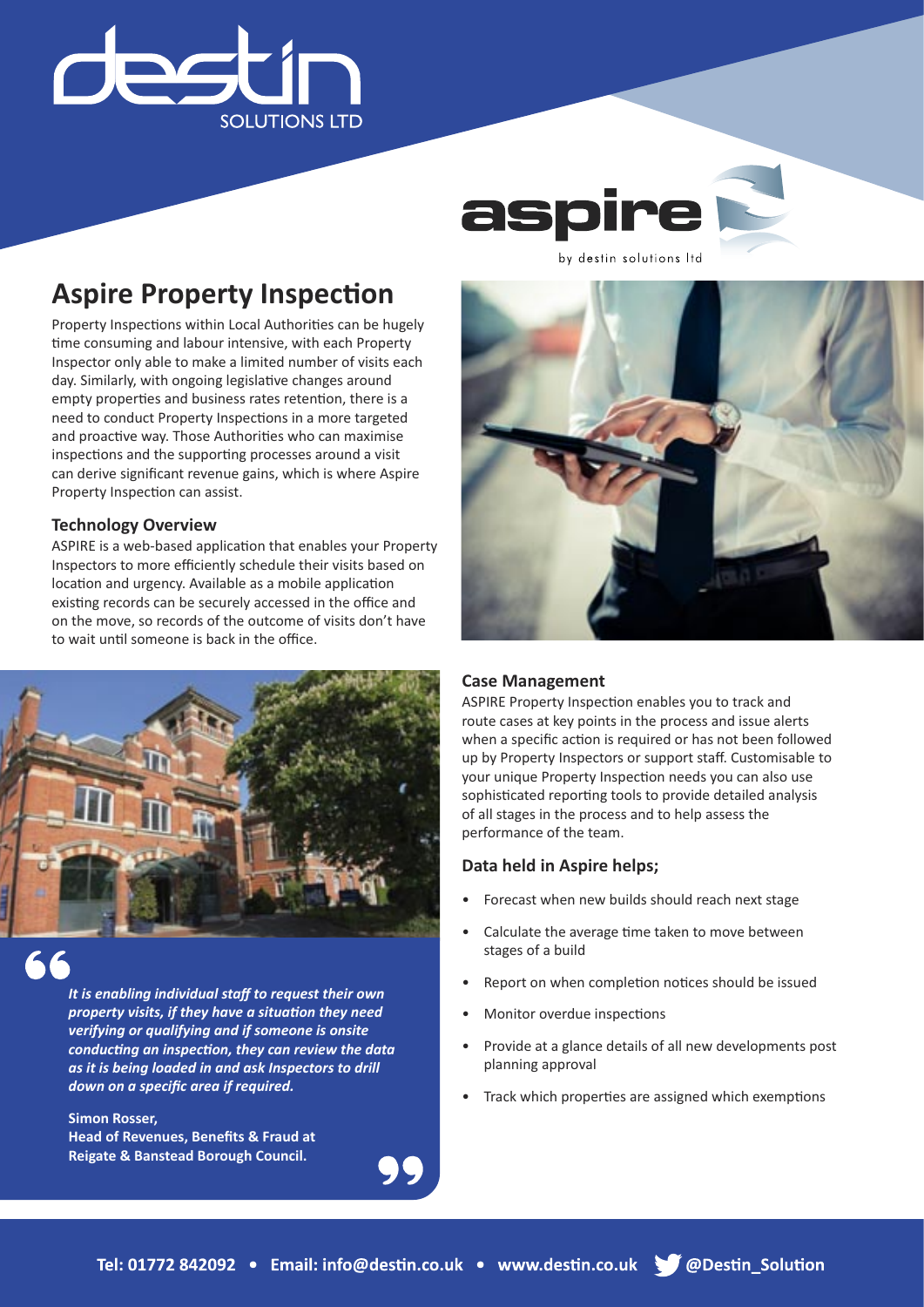# Aspire Property Inspection

Property Inspections within Local Authorities can be hugely time consuming and labour intensive, with each Property Inspector only able to make a limited number of visits each day. Similarly, with ongoing legislative changes around empty properties and business rates retention, there is a need to conduct Property Inspections in a more targeted and proactive way. Those Authorities who can maximise inspections and the supporting processes around a visit can derive significant revenue gains, which is where Aspire Property Inspection can assist.

### Technology Overview

ASPIRE is a web-based application that enables your Property Inspectors to more efficiently schedule their visits based on location and urgency. Available as a mobile application existing records can be securely accessed in the office and on the move, so records of the outcome of visits don't have to wait until someone is back in the office.

> ***It is enabling individual staff to request their own property visits, if they have a situation they need verifying or qualifying and if someone is onsite conducting an inspection, they can review the data as it is being loaded in and ask Inspectors to drill down on a specific area if required.***
>
> **Simon Rosser,**
> **Head of Revenues, Benefits & Fraud at Reigate & Banstead Borough Council.**

### Case Management

ASPIRE Property Inspection enables you to track and route cases at key points in the process and issue alerts when a specific action is required or has not been followed up by Property Inspectors or support staff. Customisable to your unique Property Inspection needs you can also use sophisticated reporting tools to provide detailed analysis of all stages in the process and to help assess the performance of the team.

### Data held in Aspire helps;

- Forecast when new builds should reach next stage
- Calculate the average time taken to move between stages of a build
- Report on when completion notices should be issued
- Monitor overdue inspections
- Provide at a glance details of all new developments post planning approval
- Track which properties are assigned which exemptions

**Tel: 01772 842092 • Email: info@destin.co.uk • www.destin.co.uk • @Destin_Solution**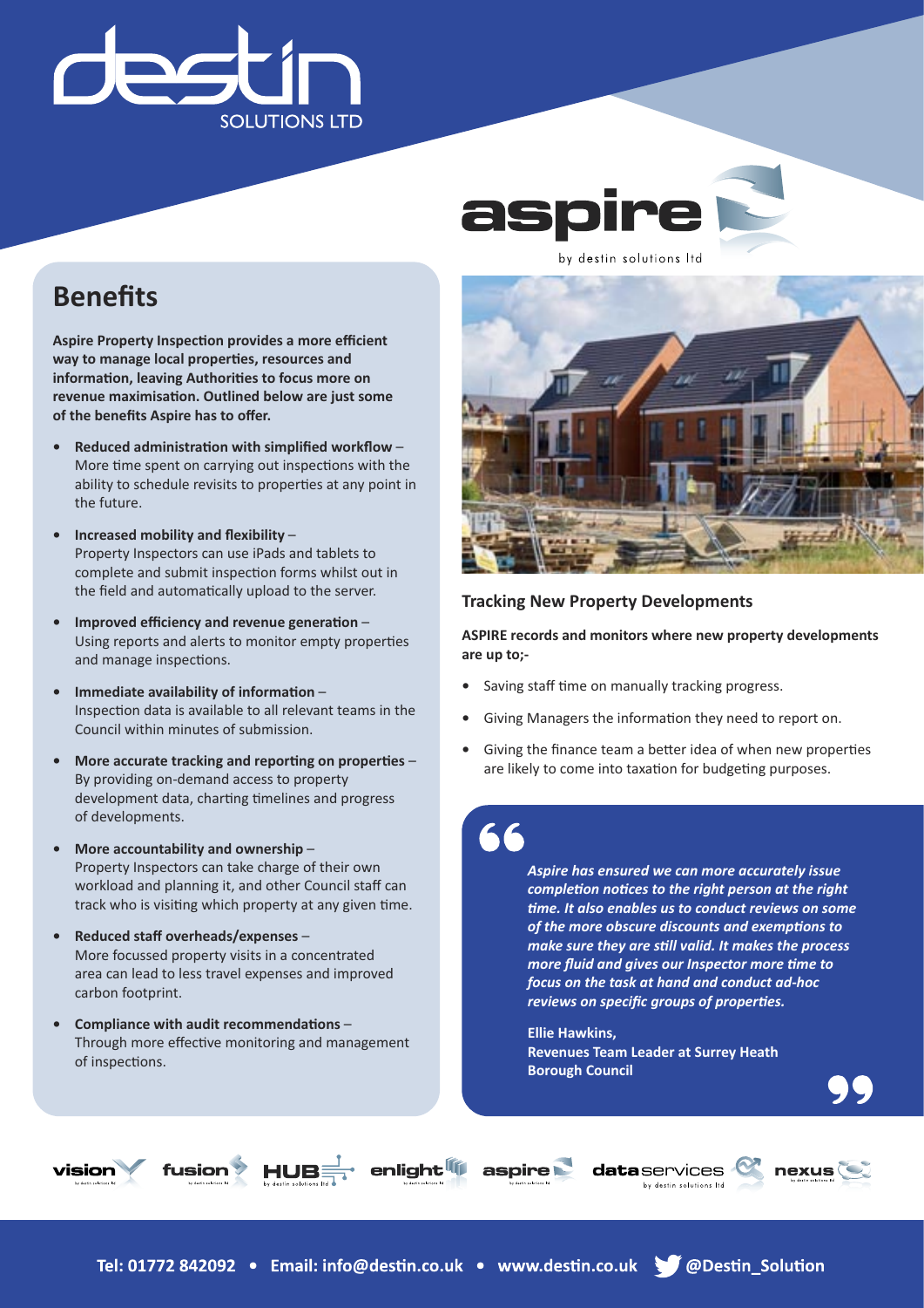## Benefits

**Aspire Property Inspection provides a more efficient way to manage local properties, resources and information, leaving Authorities to focus more on revenue maximisation. Outlined below are just some of the benefits Aspire has to offer.**

- **Reduced administration with simplified workflow** – More time spent on carrying out inspections with the ability to schedule revisits to properties at any point in the future.
- **Increased mobility and flexibility** – Property Inspectors can use iPads and tablets to complete and submit inspection forms whilst out in the field and automatically upload to the server.
- **Improved efficiency and revenue generation** – Using reports and alerts to monitor empty properties and manage inspections.
- **Immediate availability of information** – Inspection data is available to all relevant teams in the Council within minutes of submission.
- **More accurate tracking and reporting on properties** – By providing on-demand access to property development data, charting timelines and progress of developments.
- **More accountability and ownership** – Property Inspectors can take charge of their own workload and planning it, and other Council staff can track who is visiting which property at any given time.
- **Reduced staff overheads/expenses** – More focussed property visits in a concentrated area can lead to less travel expenses and improved carbon footprint.
- **Compliance with audit recommendations** – Through more effective monitoring and management of inspections.

### Tracking New Property Developments

**ASPIRE records and monitors where new property developments are up to;-**

- Saving staff time on manually tracking progress.
- Giving Managers the information they need to report on.
- Giving the finance team a better idea of when new properties are likely to come into taxation for budgeting purposes.

> *Aspire has ensured we can more accurately issue completion notices to the right person at the right time. It also enables us to conduct reviews on some of the more obscure discounts and exemptions to make sure they are still valid. It makes the process more fluid and gives our Inspector more time to focus on the task at hand and conduct ad-hoc reviews on specific groups of properties.*
>
> **Ellie Hawkins,**
> **Revenues Team Leader at Surrey Heath Borough Council**

**Tel: 01772 842092 • Email: info@destin.co.uk • www.destin.co.uk • @Destin_Solution**